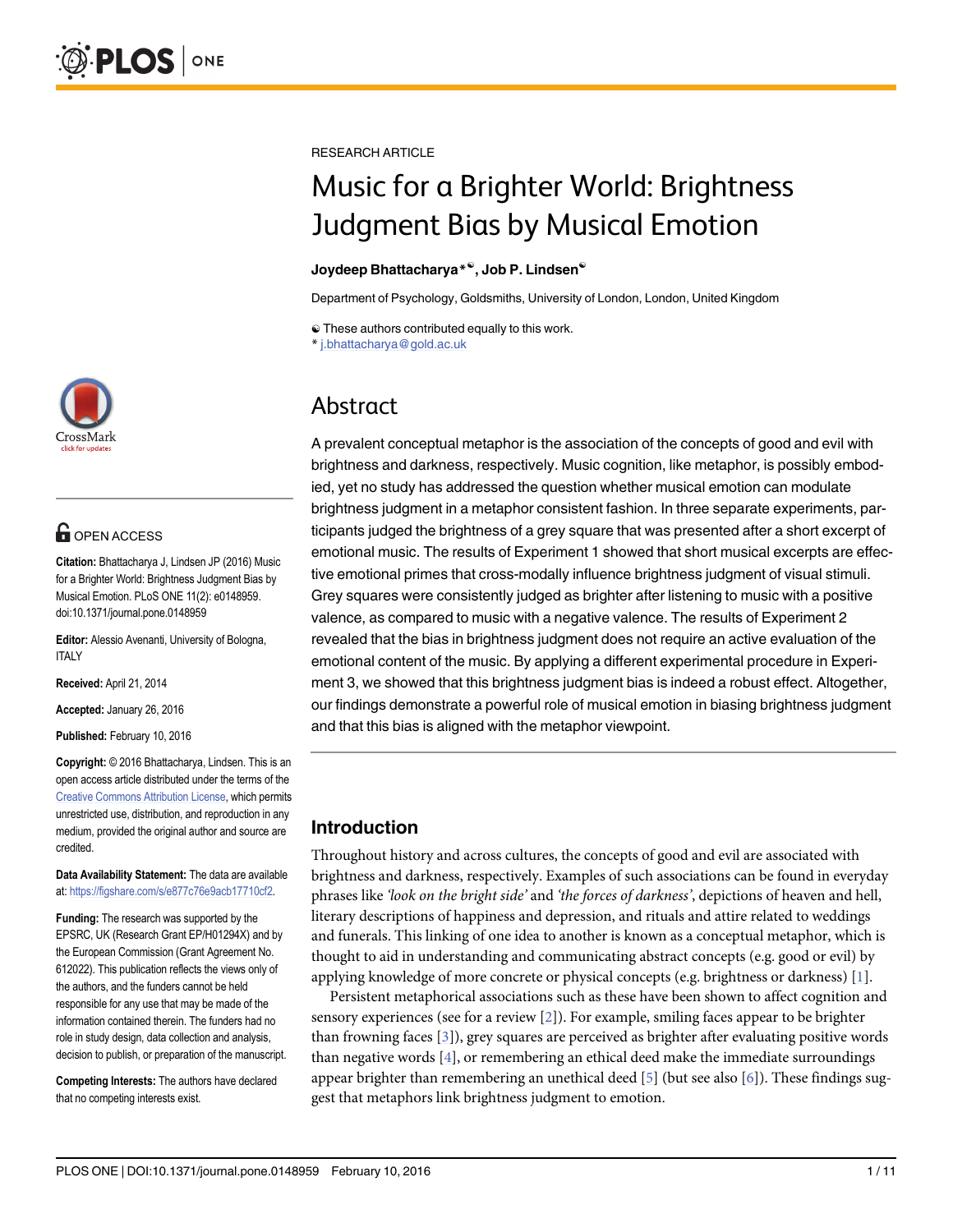RESEARCH ARTICLE

# Music for a Brighter World: Brightness Judgment Bias by Musical Emotion

**Joydeep Bhattacharya*☯, Job P. Lindsen☯**

Department of Psychology, Goldsmiths, University of London, London, United Kingdom

☯ These authors contributed equally to this work.
* j.bhattacharya@gold.ac.uk

OPEN ACCESS

**Citation:** Bhattacharya J, Lindsen JP (2016) Music for a Brighter World: Brightness Judgment Bias by Musical Emotion. PLoS ONE 11(2): e0148959. doi:10.1371/journal.pone.0148959

**Editor:** Alessio Avenanti, University of Bologna, ITALY

**Received:** April 21, 2014

**Accepted:** January 26, 2016

**Published:** February 10, 2016

**Copyright:** © 2016 Bhattacharya, Lindsen. This is an open access article distributed under the terms of the Creative Commons Attribution License, which permits unrestricted use, distribution, and reproduction in any medium, provided the original author and source are credited.

**Data Availability Statement:** The data are available at: https://figshare.com/s/e877c76e9acb17710cf2.

**Funding:** The research was supported by the EPSRC, UK (Research Grant EP/H01294X) and by the European Commission (Grant Agreement No. 612022). This publication reflects the views only of the authors, and the funders cannot be held responsible for any use that may be made of the information contained therein. The funders had no role in study design, data collection and analysis, decision to publish, or preparation of the manuscript.

**Competing Interests:** The authors have declared that no competing interests exist.

## Abstract

A prevalent conceptual metaphor is the association of the concepts of good and evil with brightness and darkness, respectively. Music cognition, like metaphor, is possibly embodied, yet no study has addressed the question whether musical emotion can modulate brightness judgment in a metaphor consistent fashion. In three separate experiments, participants judged the brightness of a grey square that was presented after a short excerpt of emotional music. The results of Experiment 1 showed that short musical excerpts are effective emotional primes that cross-modally influence brightness judgment of visual stimuli. Grey squares were consistently judged as brighter after listening to music with a positive valence, as compared to music with a negative valence. The results of Experiment 2 revealed that the bias in brightness judgment does not require an active evaluation of the emotional content of the music. By applying a different experimental procedure in Experiment 3, we showed that this brightness judgment bias is indeed a robust effect. Altogether, our findings demonstrate a powerful role of musical emotion in biasing brightness judgment and that this bias is aligned with the metaphor viewpoint.

## Introduction

Throughout history and across cultures, the concepts of good and evil are associated with brightness and darkness, respectively. Examples of such associations can be found in everyday phrases like *'look on the bright side'* and *'the forces of darkness'*, depictions of heaven and hell, literary descriptions of happiness and depression, and rituals and attire related to weddings and funerals. This linking of one idea to another is known as a conceptual metaphor, which is thought to aid in understanding and communicating abstract concepts (e.g. good or evil) by applying knowledge of more concrete or physical concepts (e.g. brightness or darkness) [1].

Persistent metaphorical associations such as these have been shown to affect cognition and sensory experiences (see for a review [2]). For example, smiling faces appear to be brighter than frowning faces [3]), grey squares are perceived as brighter after evaluating positive words than negative words [4], or remembering an ethical deed make the immediate surroundings appear brighter than remembering an unethical deed [5] (but see also [6]). These findings suggest that metaphors link brightness judgment to emotion.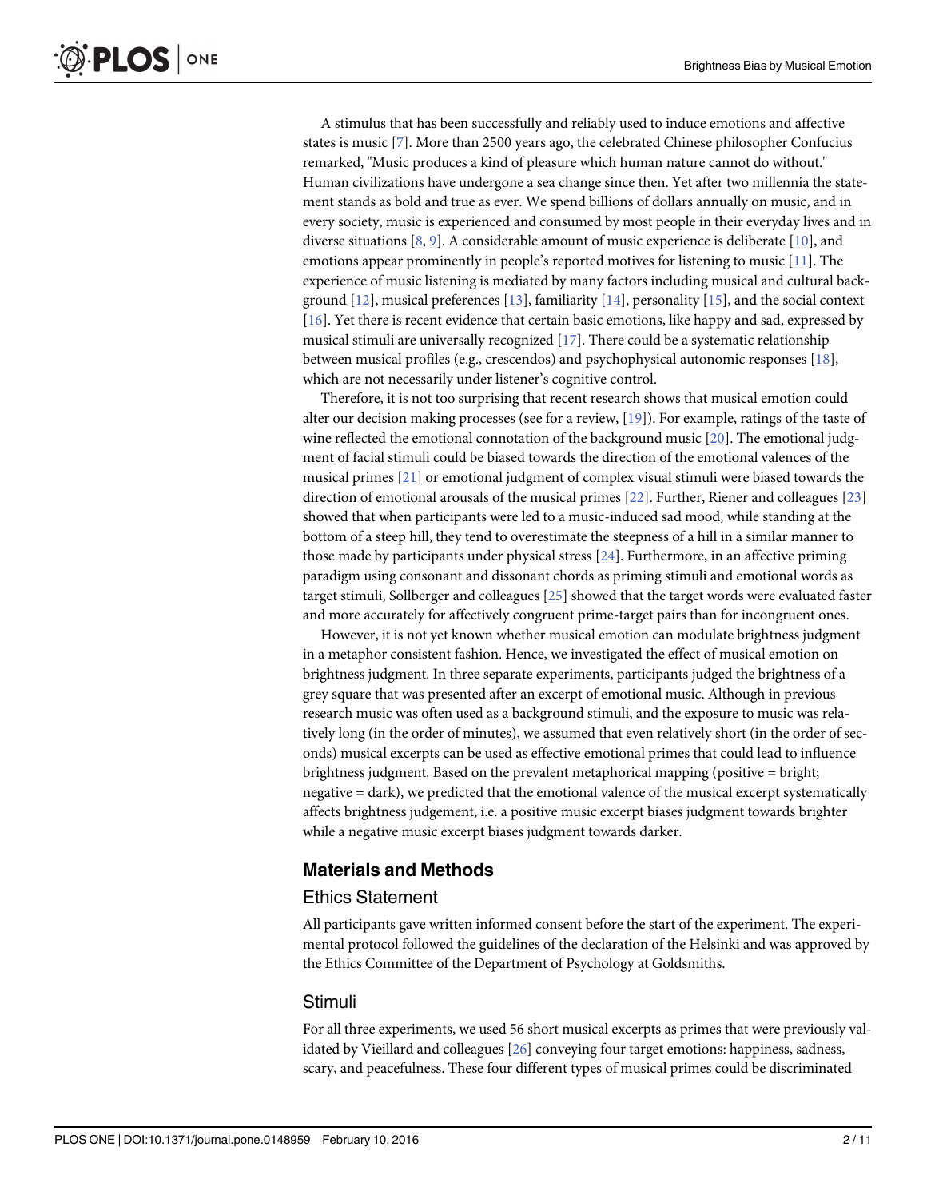A stimulus that has been successfully and reliably used to induce emotions and affective states is music [7]. More than 2500 years ago, the celebrated Chinese philosopher Confucius remarked, "Music produces a kind of pleasure which human nature cannot do without." Human civilizations have undergone a sea change since then. Yet after two millennia the statement stands as bold and true as ever. We spend billions of dollars annually on music, and in every society, music is experienced and consumed by most people in their everyday lives and in diverse situations [8, 9]. A considerable amount of music experience is deliberate [10], and emotions appear prominently in people's reported motives for listening to music [11]. The experience of music listening is mediated by many factors including musical and cultural background [12], musical preferences [13], familiarity [14], personality [15], and the social context [16]. Yet there is recent evidence that certain basic emotions, like happy and sad, expressed by musical stimuli are universally recognized [17]. There could be a systematic relationship between musical profiles (e.g., crescendos) and psychophysical autonomic responses [18], which are not necessarily under listener's cognitive control.

Therefore, it is not too surprising that recent research shows that musical emotion could alter our decision making processes (see for a review, [19]). For example, ratings of the taste of wine reflected the emotional connotation of the background music [20]. The emotional judgment of facial stimuli could be biased towards the direction of the emotional valences of the musical primes [21] or emotional judgment of complex visual stimuli were biased towards the direction of emotional arousals of the musical primes [22]. Further, Riener and colleagues [23] showed that when participants were led to a music-induced sad mood, while standing at the bottom of a steep hill, they tend to overestimate the steepness of a hill in a similar manner to those made by participants under physical stress [24]. Furthermore, in an affective priming paradigm using consonant and dissonant chords as priming stimuli and emotional words as target stimuli, Sollberger and colleagues [25] showed that the target words were evaluated faster and more accurately for affectively congruent prime-target pairs than for incongruent ones.

However, it is not yet known whether musical emotion can modulate brightness judgment in a metaphor consistent fashion. Hence, we investigated the effect of musical emotion on brightness judgment. In three separate experiments, participants judged the brightness of a grey square that was presented after an excerpt of emotional music. Although in previous research music was often used as a background stimuli, and the exposure to music was relatively long (in the order of minutes), we assumed that even relatively short (in the order of seconds) musical excerpts can be used as effective emotional primes that could lead to influence brightness judgment. Based on the prevalent metaphorical mapping (positive = bright; negative = dark), we predicted that the emotional valence of the musical excerpt systematically affects brightness judgement, i.e. a positive music excerpt biases judgment towards brighter while a negative music excerpt biases judgment towards darker.

## Materials and Methods

### Ethics Statement

All participants gave written informed consent before the start of the experiment. The experimental protocol followed the guidelines of the declaration of the Helsinki and was approved by the Ethics Committee of the Department of Psychology at Goldsmiths.

### Stimuli

For all three experiments, we used 56 short musical excerpts as primes that were previously validated by Vieillard and colleagues [26] conveying four target emotions: happiness, sadness, scary, and peacefulness. These four different types of musical primes could be discriminated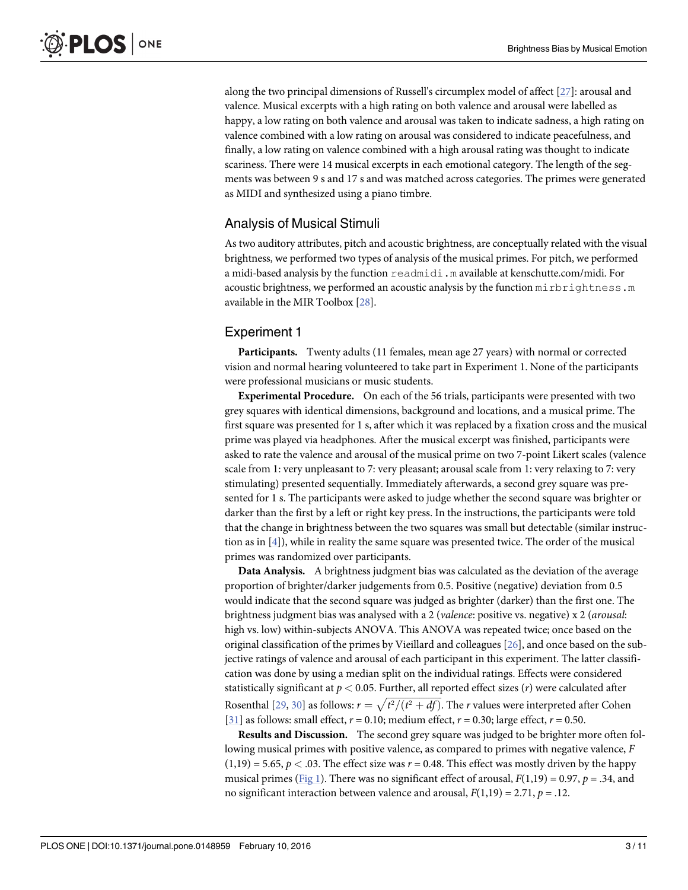along the two principal dimensions of Russell's circumplex model of affect [27]: arousal and valence. Musical excerpts with a high rating on both valence and arousal were labelled as happy, a low rating on both valence and arousal was taken to indicate sadness, a high rating on valence combined with a low rating on arousal was considered to indicate peacefulness, and finally, a low rating on valence combined with a high arousal rating was thought to indicate scariness. There were 14 musical excerpts in each emotional category. The length of the segments was between 9 s and 17 s and was matched across categories. The primes were generated as MIDI and synthesized using a piano timbre.

## Analysis of Musical Stimuli

As two auditory attributes, pitch and acoustic brightness, are conceptually related with the visual brightness, we performed two types of analysis of the musical primes. For pitch, we performed a midi-based analysis by the function `readmidi.m` available at kenschutte.com/midi. For acoustic brightness, we performed an acoustic analysis by the function `mirbrightness.m` available in the MIR Toolbox [28].

## Experiment 1

**Participants.** Twenty adults (11 females, mean age 27 years) with normal or corrected vision and normal hearing volunteered to take part in Experiment 1. None of the participants were professional musicians or music students.

**Experimental Procedure.** On each of the 56 trials, participants were presented with two grey squares with identical dimensions, background and locations, and a musical prime. The first square was presented for 1 s, after which it was replaced by a fixation cross and the musical prime was played via headphones. After the musical excerpt was finished, participants were asked to rate the valence and arousal of the musical prime on two 7-point Likert scales (valence scale from 1: very unpleasant to 7: very pleasant; arousal scale from 1: very relaxing to 7: very stimulating) presented sequentially. Immediately afterwards, a second grey square was presented for 1 s. The participants were asked to judge whether the second square was brighter or darker than the first by a left or right key press. In the instructions, the participants were told that the change in brightness between the two squares was small but detectable (similar instruction as in [4]), while in reality the same square was presented twice. The order of the musical primes was randomized over participants.

**Data Analysis.** A brightness judgment bias was calculated as the deviation of the average proportion of brighter/darker judgements from 0.5. Positive (negative) deviation from 0.5 would indicate that the second square was judged as brighter (darker) than the first one. The brightness judgment bias was analysed with a 2 (*valence*: positive vs. negative) x 2 (*arousal*: high vs. low) within-subjects ANOVA. This ANOVA was repeated twice; once based on the original classification of the primes by Vieillard and colleagues [26], and once based on the subjective ratings of valence and arousal of each participant in this experiment. The latter classification was done by using a median split on the individual ratings. Effects were considered statistically significant at $p < 0.05$. Further, all reported effect sizes ($r$) were calculated after Rosenthal [29, 30] as follows: $r = \sqrt{t^2/(t^2 + df)}$. The $r$ values were interpreted after Cohen [31] as follows: small effect, $r = 0.10$; medium effect, $r = 0.30$; large effect, $r = 0.50$.

**Results and Discussion.** The second grey square was judged to be brighter more often following musical primes with positive valence, as compared to primes with negative valence, $F(1,19) = 5.65$, $p < .03$. The effect size was $r = 0.48$. This effect was mostly driven by the happy musical primes (Fig 1). There was no significant effect of arousal, $F(1,19) = 0.97$, $p = .34$, and no significant interaction between valence and arousal, $F(1,19) = 2.71$, $p = .12$.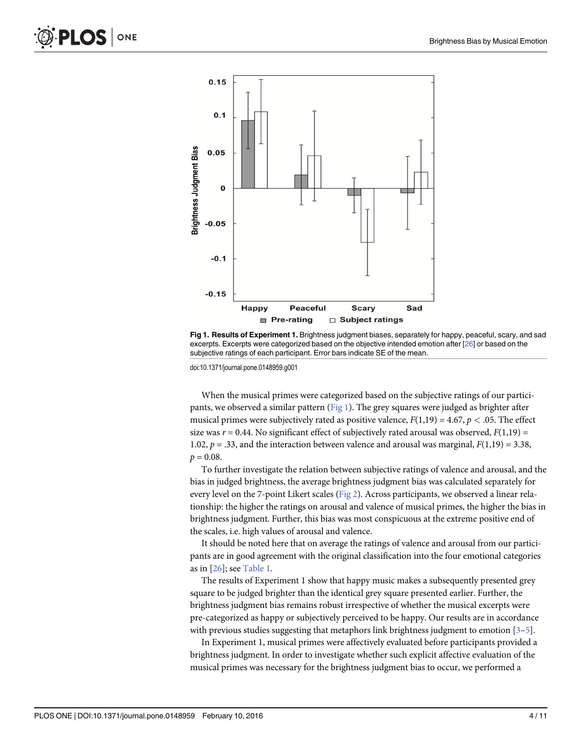**Fig 1. Results of Experiment 1.** Brightness judgment biases, separately for happy, peaceful, scary, and sad excerpts. Excerpts were categorized based on the objective intended emotion after [26] or based on the subjective ratings of each participant. Error bars indicate SE of the mean.

doi:10.1371/journal.pone.0148959.g001

When the musical primes were categorized based on the subjective ratings of our participants, we observed a similar pattern (Fig 1). The grey squares were judged as brighter after musical primes were subjectively rated as positive valence, $F(1,19) = 4.67$, $p < .05$. The effect size was $r = 0.44$. No significant effect of subjectively rated arousal was observed, $F(1,19) = 1.02$, $p = .33$, and the interaction between valence and arousal was marginal, $F(1,19) = 3.38$, $p = 0.08$.

To further investigate the relation between subjective ratings of valence and arousal, and the bias in judged brightness, the average brightness judgment bias was calculated separately for every level on the 7-point Likert scales (Fig 2). Across participants, we observed a linear relationship: the higher the ratings on arousal and valence of musical primes, the higher the bias in brightness judgment. Further, this bias was most conspicuous at the extreme positive end of the scales, i.e. high values of arousal and valence.

It should be noted here that on average the ratings of valence and arousal from our participants are in good agreement with the original classification into the four emotional categories as in [26]; see Table 1.

The results of Experiment 1 show that happy music makes a subsequently presented grey square to be judged brighter than the identical grey square presented earlier. Further, the brightness judgment bias remains robust irrespective of whether the musical excerpts were pre-categorized as happy or subjectively perceived to be happy. Our results are in accordance with previous studies suggesting that metaphors link brightness judgment to emotion [3–5].

In Experiment 1, musical primes were affectively evaluated before participants provided a brightness judgment. In order to investigate whether such explicit affective evaluation of the musical primes was necessary for the brightness judgment bias to occur, we performed a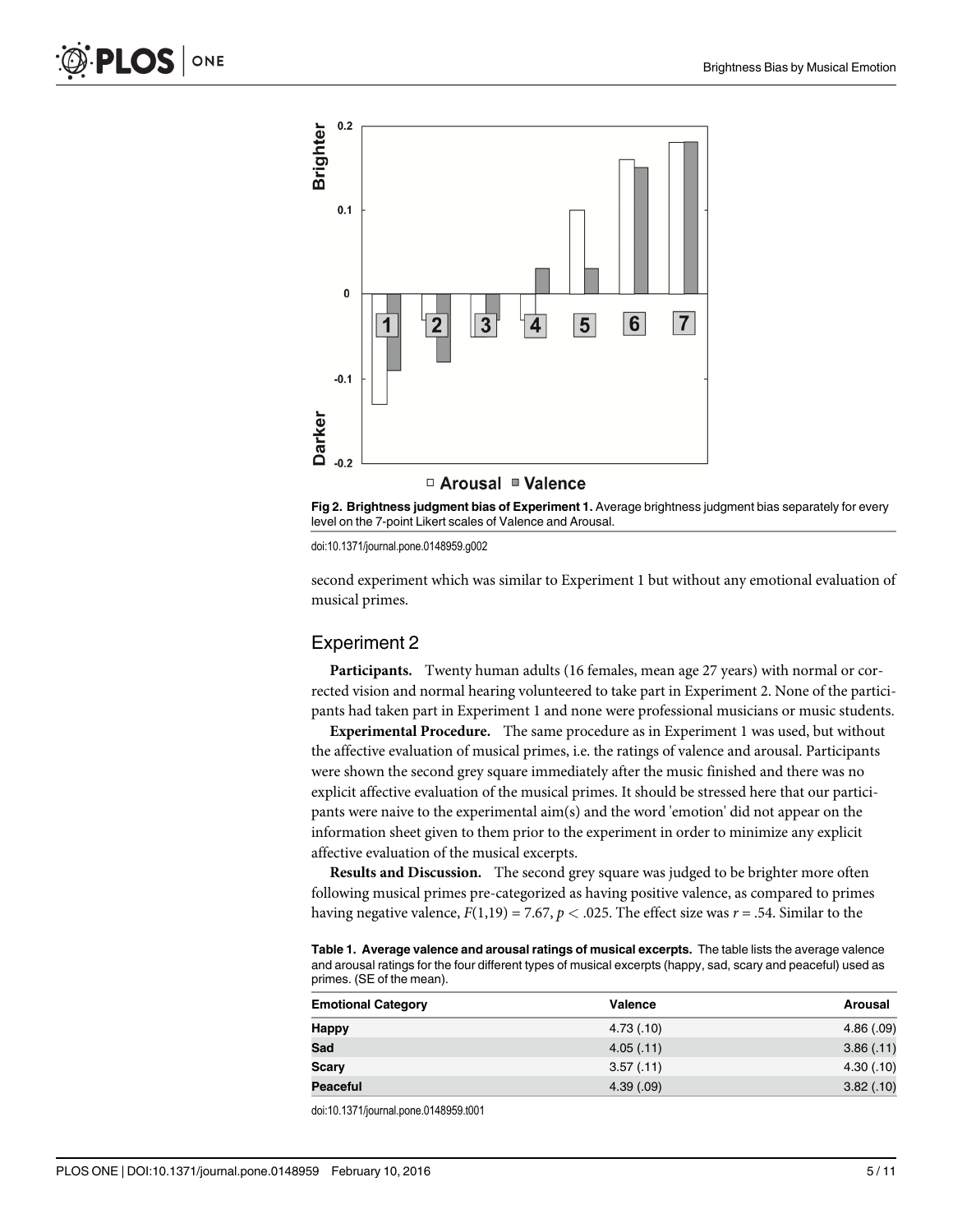Fig 2. Brightness judgment bias of Experiment 1. Average brightness judgment bias separately for every level on the 7-point Likert scales of Valence and Arousal.

doi:10.1371/journal.pone.0148959.g002

second experiment which was similar to Experiment 1 but without any emotional evaluation of musical primes.

## Experiment 2

**Participants.** Twenty human adults (16 females, mean age 27 years) with normal or corrected vision and normal hearing volunteered to take part in Experiment 2. None of the participants had taken part in Experiment 1 and none were professional musicians or music students.

**Experimental Procedure.** The same procedure as in Experiment 1 was used, but without the affective evaluation of musical primes, i.e. the ratings of valence and arousal. Participants were shown the second grey square immediately after the music finished and there was no explicit affective evaluation of the musical primes. It should be stressed here that our participants were naive to the experimental aim(s) and the word 'emotion' did not appear on the information sheet given to them prior to the experiment in order to minimize any explicit affective evaluation of the musical excerpts.

**Results and Discussion.** The second grey square was judged to be brighter more often following musical primes pre-categorized as having positive valence, as compared to primes having negative valence, $F(1,19) = 7.67$, $p < .025$. The effect size was $r = .54$. Similar to the

**Table 1. Average valence and arousal ratings of musical excerpts.** The table lists the average valence and arousal ratings for the four different types of musical excerpts (happy, sad, scary and peaceful) used as primes. (SE of the mean).

| Emotional Category | Valence | Arousal |
|---|---|---|
| Happy | 4.73 (.10) | 4.86 (.09) |
| Sad | 4.05 (.11) | 3.86 (.11) |
| Scary | 3.57 (.11) | 4.30 (.10) |
| Peaceful | 4.39 (.09) | 3.82 (.10) |

doi:10.1371/journal.pone.0148959.t001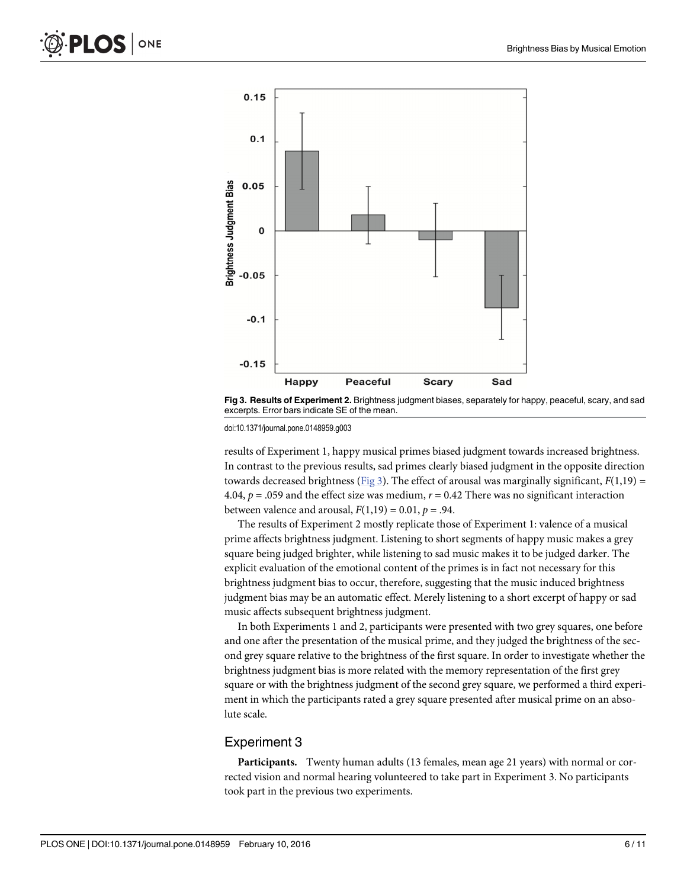Fig 3. **Results of Experiment 2.** Brightness judgment biases, separately for happy, peaceful, scary, and sad excerpts. Error bars indicate SE of the mean.

doi:10.1371/journal.pone.0148959.g003

results of Experiment 1, happy musical primes biased judgment towards increased brightness. In contrast to the previous results, sad primes clearly biased judgment in the opposite direction towards decreased brightness (Fig 3). The effect of arousal was marginally significant, $F(1,19) = 4.04$, $p = .059$ and the effect size was medium, $r = 0.42$ There was no significant interaction between valence and arousal, $F(1,19) = 0.01$, $p = .94$.

The results of Experiment 2 mostly replicate those of Experiment 1: valence of a musical prime affects brightness judgment. Listening to short segments of happy music makes a grey square being judged brighter, while listening to sad music makes it to be judged darker. The explicit evaluation of the emotional content of the primes is in fact not necessary for this brightness judgment bias to occur, therefore, suggesting that the music induced brightness judgment bias may be an automatic effect. Merely listening to a short excerpt of happy or sad music affects subsequent brightness judgment.

In both Experiments 1 and 2, participants were presented with two grey squares, one before and one after the presentation of the musical prime, and they judged the brightness of the second grey square relative to the brightness of the first square. In order to investigate whether the brightness judgment bias is more related with the memory representation of the first grey square or with the brightness judgment of the second grey square, we performed a third experiment in which the participants rated a grey square presented after musical prime on an absolute scale.

## Experiment 3

**Participants.** Twenty human adults (13 females, mean age 21 years) with normal or corrected vision and normal hearing volunteered to take part in Experiment 3. No participants took part in the previous two experiments.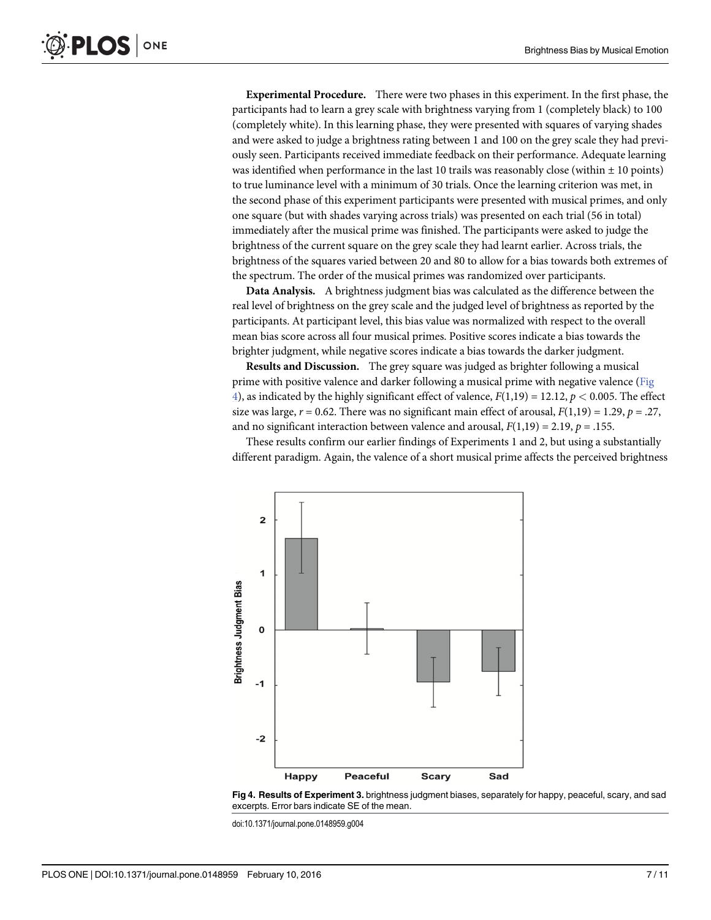**Experimental Procedure.** There were two phases in this experiment. In the first phase, the participants had to learn a grey scale with brightness varying from 1 (completely black) to 100 (completely white). In this learning phase, they were presented with squares of varying shades and were asked to judge a brightness rating between 1 and 100 on the grey scale they had previously seen. Participants received immediate feedback on their performance. Adequate learning was identified when performance in the last 10 trails was reasonably close (within ± 10 points) to true luminance level with a minimum of 30 trials. Once the learning criterion was met, in the second phase of this experiment participants were presented with musical primes, and only one square (but with shades varying across trials) was presented on each trial (56 in total) immediately after the musical prime was finished. The participants were asked to judge the brightness of the current square on the grey scale they had learnt earlier. Across trials, the brightness of the squares varied between 20 and 80 to allow for a bias towards both extremes of the spectrum. The order of the musical primes was randomized over participants.

**Data Analysis.** A brightness judgment bias was calculated as the difference between the real level of brightness on the grey scale and the judged level of brightness as reported by the participants. At participant level, this bias value was normalized with respect to the overall mean bias score across all four musical primes. Positive scores indicate a bias towards the brighter judgment, while negative scores indicate a bias towards the darker judgment.

**Results and Discussion.** The grey square was judged as brighter following a musical prime with positive valence and darker following a musical prime with negative valence (Fig 4), as indicated by the highly significant effect of valence, $F(1,19) = 12.12$, $p < 0.005$. The effect size was large, $r = 0.62$. There was no significant main effect of arousal, $F(1,19) = 1.29$, $p = .27$, and no significant interaction between valence and arousal, $F(1,19) = 2.19$, $p = .155$.

These results confirm our earlier findings of Experiments 1 and 2, but using a substantially different paradigm. Again, the valence of a short musical prime affects the perceived brightness

**Fig 4. Results of Experiment 3.** brightness judgment biases, separately for happy, peaceful, scary, and sad excerpts. Error bars indicate SE of the mean.

doi:10.1371/journal.pone.0148959.g004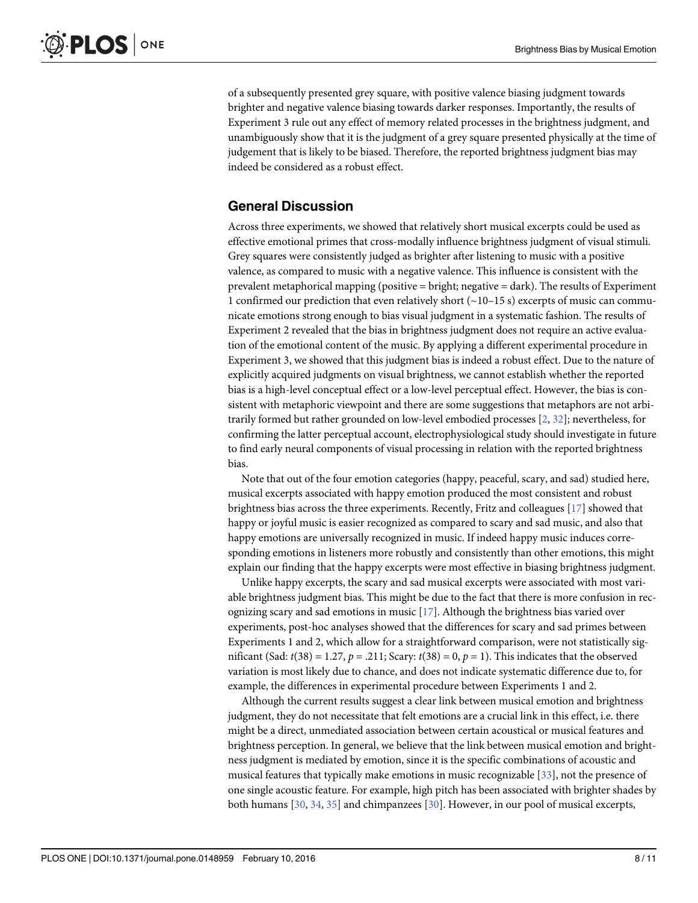of a subsequently presented grey square, with positive valence biasing judgment towards brighter and negative valence biasing towards darker responses. Importantly, the results of Experiment 3 rule out any effect of memory related processes in the brightness judgment, and unambiguously show that it is the judgment of a grey square presented physically at the time of judgement that is likely to be biased. Therefore, the reported brightness judgment bias may indeed be considered as a robust effect.

## General Discussion

Across three experiments, we showed that relatively short musical excerpts could be used as effective emotional primes that cross-modally influence brightness judgment of visual stimuli. Grey squares were consistently judged as brighter after listening to music with a positive valence, as compared to music with a negative valence. This influence is consistent with the prevalent metaphorical mapping (positive = bright; negative = dark). The results of Experiment 1 confirmed our prediction that even relatively short (~10–15 s) excerpts of music can communicate emotions strong enough to bias visual judgment in a systematic fashion. The results of Experiment 2 revealed that the bias in brightness judgment does not require an active evaluation of the emotional content of the music. By applying a different experimental procedure in Experiment 3, we showed that this judgment bias is indeed a robust effect. Due to the nature of explicitly acquired judgments on visual brightness, we cannot establish whether the reported bias is a high-level conceptual effect or a low-level perceptual effect. However, the bias is consistent with metaphoric viewpoint and there are some suggestions that metaphors are not arbitrarily formed but rather grounded on low-level embodied processes [2, 32]; nevertheless, for confirming the latter perceptual account, electrophysiological study should investigate in future to find early neural components of visual processing in relation with the reported brightness bias.

Note that out of the four emotion categories (happy, peaceful, scary, and sad) studied here, musical excerpts associated with happy emotion produced the most consistent and robust brightness bias across the three experiments. Recently, Fritz and colleagues [17] showed that happy or joyful music is easier recognized as compared to scary and sad music, and also that happy emotions are universally recognized in music. If indeed happy music induces corresponding emotions in listeners more robustly and consistently than other emotions, this might explain our finding that the happy excerpts were most effective in biasing brightness judgment.

Unlike happy excerpts, the scary and sad musical excerpts were associated with most variable brightness judgment bias. This might be due to the fact that there is more confusion in recognizing scary and sad emotions in music [17]. Although the brightness bias varied over experiments, post-hoc analyses showed that the differences for scary and sad primes between Experiments 1 and 2, which allow for a straightforward comparison, were not statistically significant (Sad: $t(38) = 1.27$, $p = .211$; Scary: $t(38) = 0$, $p = 1$). This indicates that the observed variation is most likely due to chance, and does not indicate systematic difference due to, for example, the differences in experimental procedure between Experiments 1 and 2.

Although the current results suggest a clear link between musical emotion and brightness judgment, they do not necessitate that felt emotions are a crucial link in this effect, i.e. there might be a direct, unmediated association between certain acoustical or musical features and brightness perception. In general, we believe that the link between musical emotion and brightness judgment is mediated by emotion, since it is the specific combinations of acoustic and musical features that typically make emotions in music recognizable [33], not the presence of one single acoustic feature. For example, high pitch has been associated with brighter shades by both humans [30, 34, 35] and chimpanzees [30]. However, in our pool of musical excerpts,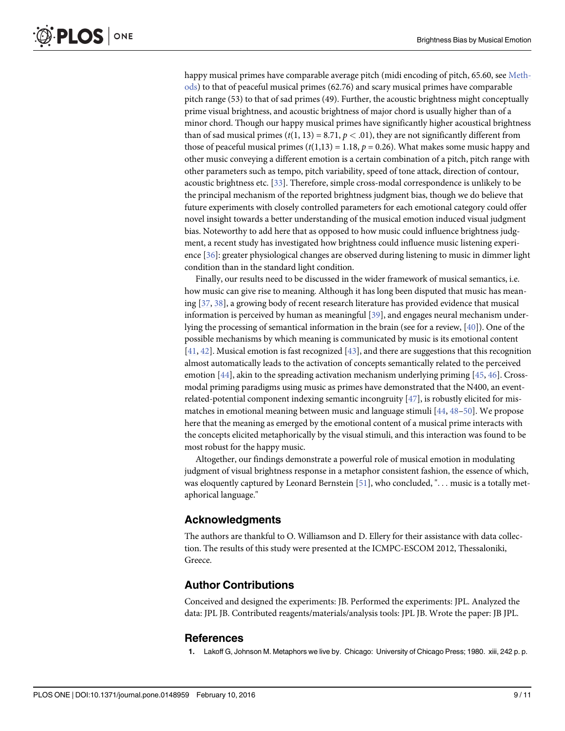happy musical primes have comparable average pitch (midi encoding of pitch, 65.60, see Methods) to that of peaceful musical primes (62.76) and scary musical primes have comparable pitch range (53) to that of sad primes (49). Further, the acoustic brightness might conceptually prime visual brightness, and acoustic brightness of major chord is usually higher than of a minor chord. Though our happy musical primes have significantly higher acoustical brightness than of sad musical primes ($t(1, 13) = 8.71$, $p < .01$), they are not significantly different from those of peaceful musical primes ($t(1,13) = 1.18$, $p = 0.26$). What makes some music happy and other music conveying a different emotion is a certain combination of a pitch, pitch range with other parameters such as tempo, pitch variability, speed of tone attack, direction of contour, acoustic brightness etc. [33]. Therefore, simple cross-modal correspondence is unlikely to be the principal mechanism of the reported brightness judgment bias, though we do believe that future experiments with closely controlled parameters for each emotional category could offer novel insight towards a better understanding of the musical emotion induced visual judgment bias. Noteworthy to add here that as opposed to how music could influence brightness judgment, a recent study has investigated how brightness could influence music listening experience [36]: greater physiological changes are observed during listening to music in dimmer light condition than in the standard light condition.

Finally, our results need to be discussed in the wider framework of musical semantics, i.e. how music can give rise to meaning. Although it has long been disputed that music has meaning [37, 38], a growing body of recent research literature has provided evidence that musical information is perceived by human as meaningful [39], and engages neural mechanism underlying the processing of semantical information in the brain (see for a review, [40]). One of the possible mechanisms by which meaning is communicated by music is its emotional content [41, 42]. Musical emotion is fast recognized [43], and there are suggestions that this recognition almost automatically leads to the activation of concepts semantically related to the perceived emotion [44], akin to the spreading activation mechanism underlying priming [45, 46]. Cross-modal priming paradigms using music as primes have demonstrated that the N400, an event-related-potential component indexing semantic incongruity [47], is robustly elicited for mismatches in emotional meaning between music and language stimuli [44, 48–50]. We propose here that the meaning as emerged by the emotional content of a musical prime interacts with the concepts elicited metaphorically by the visual stimuli, and this interaction was found to be most robust for the happy music.

Altogether, our findings demonstrate a powerful role of musical emotion in modulating judgment of visual brightness response in a metaphor consistent fashion, the essence of which, was eloquently captured by Leonard Bernstein [51], who concluded, ". . . music is a totally metaphorical language."

## Acknowledgments

The authors are thankful to O. Williamson and D. Ellery for their assistance with data collection. The results of this study were presented at the ICMPC-ESCOM 2012, Thessaloniki, Greece.

## Author Contributions

Conceived and designed the experiments: JB. Performed the experiments: JPL. Analyzed the data: JPL JB. Contributed reagents/materials/analysis tools: JPL JB. Wrote the paper: JB JPL.

## References

1. Lakoff G, Johnson M. Metaphors we live by. Chicago: University of Chicago Press; 1980. xiii, 242 p. p.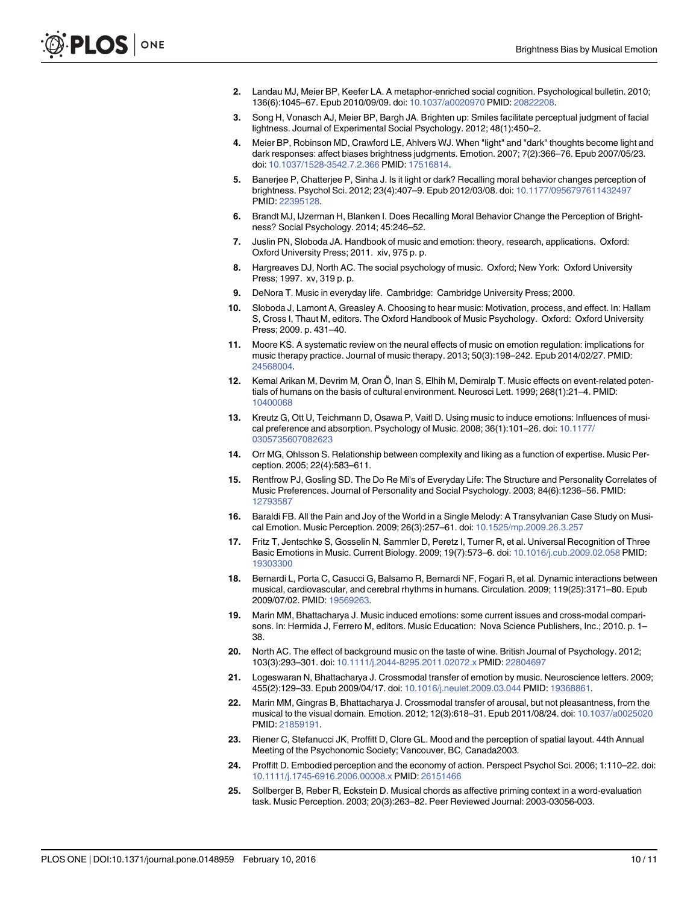2. Landau MJ, Meier BP, Keefer LA. A metaphor-enriched social cognition. Psychological bulletin. 2010; 136(6):1045–67. Epub 2010/09/09. doi: 10.1037/a0020970 PMID: 20822208.
3. Song H, Vonasch AJ, Meier BP, Bargh JA. Brighten up: Smiles facilitate perceptual judgment of facial lightness. Journal of Experimental Social Psychology. 2012; 48(1):450–2.
4. Meier BP, Robinson MD, Crawford LE, Ahlvers WJ. When "light" and "dark" thoughts become light and dark responses: affect biases brightness judgments. Emotion. 2007; 7(2):366–76. Epub 2007/05/23. doi: 10.1037/1528-3542.7.2.366 PMID: 17516814.
5. Banerjee P, Chatterjee P, Sinha J. Is it light or dark? Recalling moral behavior changes perception of brightness. Psychol Sci. 2012; 23(4):407–9. Epub 2012/03/08. doi: 10.1177/0956797611432497 PMID: 22395128.
6. Brandt MJ, IJzerman H, Blanken I. Does Recalling Moral Behavior Change the Perception of Brightness? Social Psychology. 2014; 45:246–52.
7. Juslin PN, Sloboda JA. Handbook of music and emotion: theory, research, applications. Oxford: Oxford University Press; 2011. xiv, 975 p. p.
8. Hargreaves DJ, North AC. The social psychology of music. Oxford; New York: Oxford University Press; 1997. xv, 319 p. p.
9. DeNora T. Music in everyday life. Cambridge: Cambridge University Press; 2000.
10. Sloboda J, Lamont A, Greasley A. Choosing to hear music: Motivation, process, and effect. In: Hallam S, Cross I, Thaut M, editors. The Oxford Handbook of Music Psychology. Oxford: Oxford University Press; 2009. p. 431–40.
11. Moore KS. A systematic review on the neural effects of music on emotion regulation: implications for music therapy practice. Journal of music therapy. 2013; 50(3):198–242. Epub 2014/02/27. PMID: 24568004.
12. Kemal Arikan M, Devrim M, Oran Ö, Inan S, Elhih M, Demiralp T. Music effects on event-related potentials of humans on the basis of cultural environment. Neurosci Lett. 1999; 268(1):21–4. PMID: 10400068
13. Kreutz G, Ott U, Teichmann D, Osawa P, Vaitl D. Using music to induce emotions: Influences of musical preference and absorption. Psychology of Music. 2008; 36(1):101–26. doi: 10.1177/0305735607082623
14. Orr MG, Ohlsson S. Relationship between complexity and liking as a function of expertise. Music Perception. 2005; 22(4):583–611.
15. Rentfrow PJ, Gosling SD. The Do Re Mi's of Everyday Life: The Structure and Personality Correlates of Music Preferences. Journal of Personality and Social Psychology. 2003; 84(6):1236–56. PMID: 12793587
16. Baraldi FB. All the Pain and Joy of the World in a Single Melody: A Transylvanian Case Study on Musical Emotion. Music Perception. 2009; 26(3):257–61. doi: 10.1525/mp.2009.26.3.257
17. Fritz T, Jentschke S, Gosselin N, Sammler D, Peretz I, Turner R, et al. Universal Recognition of Three Basic Emotions in Music. Current Biology. 2009; 19(7):573–6. doi: 10.1016/j.cub.2009.02.058 PMID: 19303300
18. Bernardi L, Porta C, Casucci G, Balsamo R, Bernardi NF, Fogari R, et al. Dynamic interactions between musical, cardiovascular, and cerebral rhythms in humans. Circulation. 2009; 119(25):3171–80. Epub 2009/07/02. PMID: 19569263.
19. Marin MM, Bhattacharya J. Music induced emotions: some current issues and cross-modal comparisons. In: Hermida J, Ferrero M, editors. Music Education: Nova Science Publishers, Inc.; 2010. p. 1–38.
20. North AC. The effect of background music on the taste of wine. British Journal of Psychology. 2012; 103(3):293–301. doi: 10.1111/j.2044-8295.2011.02072.x PMID: 22804697
21. Logeswaran N, Bhattacharya J. Crossmodal transfer of emotion by music. Neuroscience letters. 2009; 455(2):129–33. Epub 2009/04/17. doi: 10.1016/j.neulet.2009.03.044 PMID: 19368861.
22. Marin MM, Gingras B, Bhattacharya J. Crossmodal transfer of arousal, but not pleasantness, from the musical to the visual domain. Emotion. 2012; 12(3):618–31. Epub 2011/08/24. doi: 10.1037/a0025020 PMID: 21859191.
23. Riener C, Stefanucci JK, Proffitt D, Clore GL. Mood and the perception of spatial layout. 44th Annual Meeting of the Psychonomic Society; Vancouver, BC, Canada2003.
24. Proffitt D. Embodied perception and the economy of action. Perspect Psychol Sci. 2006; 1:110–22. doi: 10.1111/j.1745-6916.2006.00008.x PMID: 26151466
25. Sollberger B, Reber R, Eckstein D. Musical chords as affective priming context in a word-evaluation task. Music Perception. 2003; 20(3):263–82. Peer Reviewed Journal: 2003-03056-003.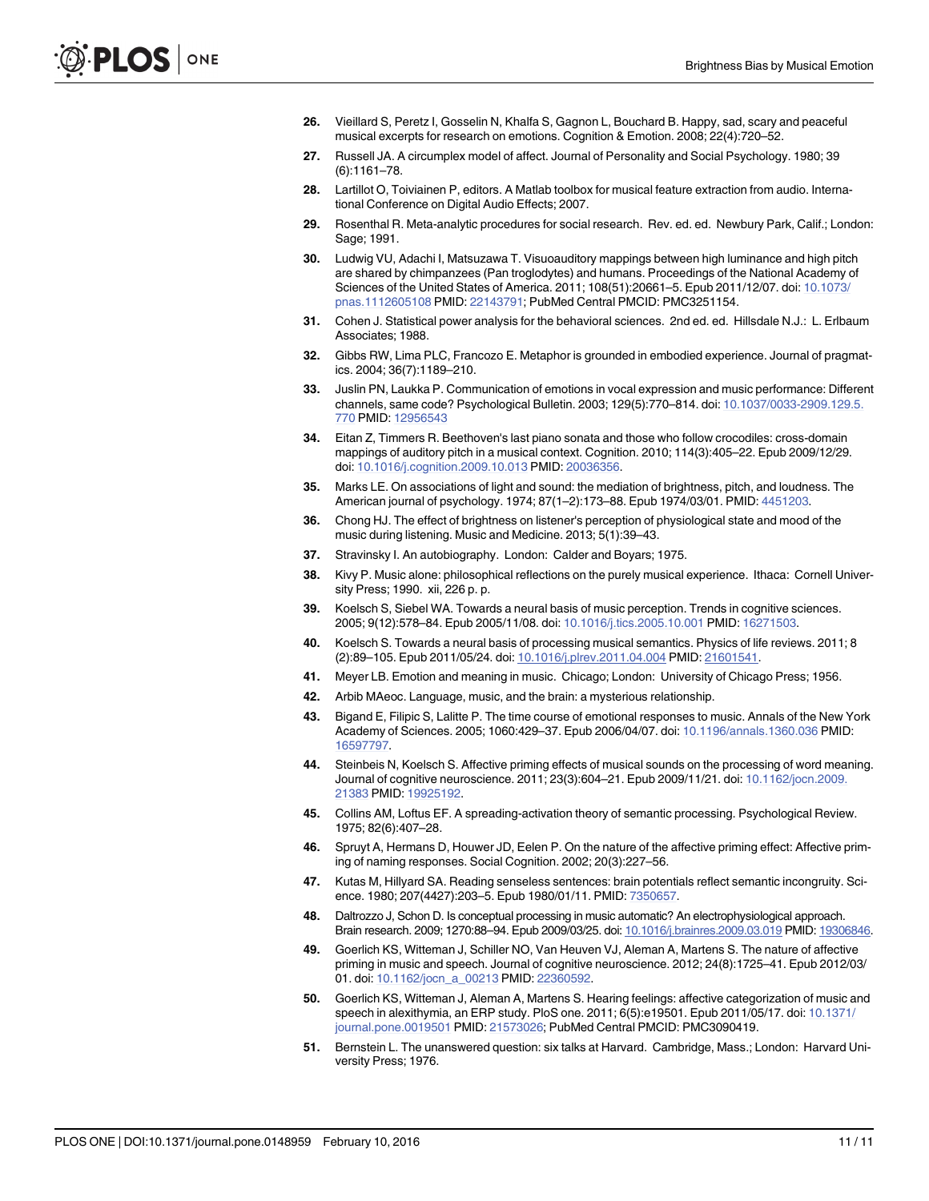26. Vieillard S, Peretz I, Gosselin N, Khalfa S, Gagnon L, Bouchard B. Happy, sad, scary and peaceful musical excerpts for research on emotions. Cognition & Emotion. 2008; 22(4):720–52.
27. Russell JA. A circumplex model of affect. Journal of Personality and Social Psychology. 1980; 39 (6):1161–78.
28. Lartillot O, Toiviainen P, editors. A Matlab toolbox for musical feature extraction from audio. International Conference on Digital Audio Effects; 2007.
29. Rosenthal R. Meta-analytic procedures for social research. Rev. ed. ed. Newbury Park, Calif.; London: Sage; 1991.
30. Ludwig VU, Adachi I, Matsuzawa T. Visuoauditory mappings between high luminance and high pitch are shared by chimpanzees (Pan troglodytes) and humans. Proceedings of the National Academy of Sciences of the United States of America. 2011; 108(51):20661–5. Epub 2011/12/07. doi: 10.1073/pnas.1112605108 PMID: 22143791; PubMed Central PMCID: PMC3251154.
31. Cohen J. Statistical power analysis for the behavioral sciences. 2nd ed. ed. Hillsdale N.J.: L. Erlbaum Associates; 1988.
32. Gibbs RW, Lima PLC, Francozo E. Metaphor is grounded in embodied experience. Journal of pragmatics. 2004; 36(7):1189–210.
33. Juslin PN, Laukka P. Communication of emotions in vocal expression and music performance: Different channels, same code? Psychological Bulletin. 2003; 129(5):770–814. doi: 10.1037/0033-2909.129.5.770 PMID: 12956543
34. Eitan Z, Timmers R. Beethoven's last piano sonata and those who follow crocodiles: cross-domain mappings of auditory pitch in a musical context. Cognition. 2010; 114(3):405–22. Epub 2009/12/29. doi: 10.1016/j.cognition.2009.10.013 PMID: 20036356.
35. Marks LE. On associations of light and sound: the mediation of brightness, pitch, and loudness. The American journal of psychology. 1974; 87(1–2):173–88. Epub 1974/03/01. PMID: 4451203.
36. Chong HJ. The effect of brightness on listener's perception of physiological state and mood of the music during listening. Music and Medicine. 2013; 5(1):39–43.
37. Stravinsky I. An autobiography. London: Calder and Boyars; 1975.
38. Kivy P. Music alone: philosophical reflections on the purely musical experience. Ithaca: Cornell University Press; 1990. xii, 226 p. p.
39. Koelsch S, Siebel WA. Towards a neural basis of music perception. Trends in cognitive sciences. 2005; 9(12):578–84. Epub 2005/11/08. doi: 10.1016/j.tics.2005.10.001 PMID: 16271503.
40. Koelsch S. Towards a neural basis of processing musical semantics. Physics of life reviews. 2011; 8 (2):89–105. Epub 2011/05/24. doi: 10.1016/j.plrev.2011.04.004 PMID: 21601541.
41. Meyer LB. Emotion and meaning in music. Chicago; London: University of Chicago Press; 1956.
42. Arbib MAeoc. Language, music, and the brain: a mysterious relationship.
43. Bigand E, Filipic S, Lalitte P. The time course of emotional responses to music. Annals of the New York Academy of Sciences. 2005; 1060:429–37. Epub 2006/04/07. doi: 10.1196/annals.1360.036 PMID: 16597797.
44. Steinbeis N, Koelsch S. Affective priming effects of musical sounds on the processing of word meaning. Journal of cognitive neuroscience. 2011; 23(3):604–21. Epub 2009/11/21. doi: 10.1162/jocn.2009.21383 PMID: 19925192.
45. Collins AM, Loftus EF. A spreading-activation theory of semantic processing. Psychological Review. 1975; 82(6):407–28.
46. Spruyt A, Hermans D, Houwer JD, Eelen P. On the nature of the affective priming effect: Affective priming of naming responses. Social Cognition. 2002; 20(3):227–56.
47. Kutas M, Hillyard SA. Reading senseless sentences: brain potentials reflect semantic incongruity. Science. 1980; 207(4427):203–5. Epub 1980/01/11. PMID: 7350657.
48. Daltrozzo J, Schon D. Is conceptual processing in music automatic? An electrophysiological approach. Brain research. 2009; 1270:88–94. Epub 2009/03/25. doi: 10.1016/j.brainres.2009.03.019 PMID: 19306846.
49. Goerlich KS, Witteman J, Schiller NO, Van Heuven VJ, Aleman A, Martens S. The nature of affective priming in music and speech. Journal of cognitive neuroscience. 2012; 24(8):1725–41. Epub 2012/03/01. doi: 10.1162/jocn_a_00213 PMID: 22360592.
50. Goerlich KS, Witteman J, Aleman A, Martens S. Hearing feelings: affective categorization of music and speech in alexithymia, an ERP study. PloS one. 2011; 6(5):e19501. Epub 2011/05/17. doi: 10.1371/journal.pone.0019501 PMID: 21573026; PubMed Central PMCID: PMC3090419.
51. Bernstein L. The unanswered question: six talks at Harvard. Cambridge, Mass.; London: Harvard University Press; 1976.